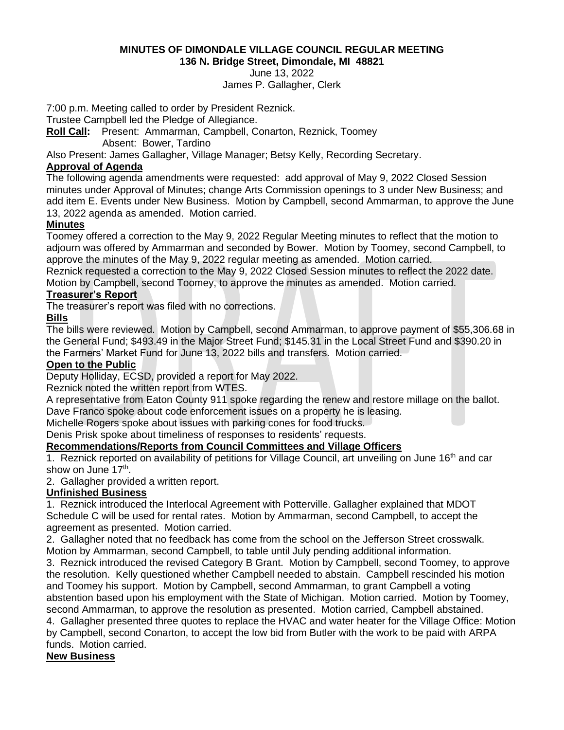**MINUTES OF DIMONDALE VILLAGE COUNCIL REGULAR MEETING**
**136 N. Bridge Street, Dimondale, MI 48821**
June 13, 2022
James P. Gallagher, Clerk

7:00 p.m. Meeting called to order by President Reznick.
Trustee Campbell led the Pledge of Allegiance.
**Roll Call:** Present: Ammarman, Campbell, Conarton, Reznick, Toomey
Absent: Bower, Tardino
Also Present: James Gallagher, Village Manager; Betsy Kelly, Recording Secretary.

**Approval of Agenda**

The following agenda amendments were requested: add approval of May 9, 2022 Closed Session minutes under Approval of Minutes; change Arts Commission openings to 3 under New Business; and add item E. Events under New Business. Motion by Campbell, second Ammarman, to approve the June 13, 2022 agenda as amended. Motion carried.

**Minutes**

Toomey offered a correction to the May 9, 2022 Regular Meeting minutes to reflect that the motion to adjourn was offered by Ammarman and seconded by Bower. Motion by Toomey, second Campbell, to approve the minutes of the May 9, 2022 regular meeting as amended. Motion carried.
Reznick requested a correction to the May 9, 2022 Closed Session minutes to reflect the 2022 date. Motion by Campbell, second Toomey, to approve the minutes as amended. Motion carried.

**Treasurer's Report**

The treasurer's report was filed with no corrections.

**Bills**

The bills were reviewed. Motion by Campbell, second Ammarman, to approve payment of $55,306.68 in the General Fund; $493.49 in the Major Street Fund; $145.31 in the Local Street Fund and $390.20 in the Farmers' Market Fund for June 13, 2022 bills and transfers. Motion carried.

**Open to the Public**

Deputy Holliday, ECSD, provided a report for May 2022.
Reznick noted the written report from WTES.
A representative from Eaton County 911 spoke regarding the renew and restore millage on the ballot.
Dave Franco spoke about code enforcement issues on a property he is leasing.
Michelle Rogers spoke about issues with parking cones for food trucks.
Denis Prisk spoke about timeliness of responses to residents' requests.

**Recommendations/Reports from Council Committees and Village Officers**

1. Reznick reported on availability of petitions for Village Council, art unveiling on June 16th and car show on June 17th.
2. Gallagher provided a written report.

**Unfinished Business**

1. Reznick introduced the Interlocal Agreement with Potterville. Gallagher explained that MDOT Schedule C will be used for rental rates. Motion by Ammarman, second Campbell, to accept the agreement as presented. Motion carried.
2. Gallagher noted that no feedback has come from the school on the Jefferson Street crosswalk. Motion by Ammarman, second Campbell, to table until July pending additional information.
3. Reznick introduced the revised Category B Grant. Motion by Campbell, second Toomey, to approve the resolution. Kelly questioned whether Campbell needed to abstain. Campbell rescinded his motion and Toomey his support. Motion by Campbell, second Ammarman, to grant Campbell a voting abstention based upon his employment with the State of Michigan. Motion carried. Motion by Toomey, second Ammarman, to approve the resolution as presented. Motion carried, Campbell abstained.
4. Gallagher presented three quotes to replace the HVAC and water heater for the Village Office: Motion by Campbell, second Conarton, to accept the low bid from Butler with the work to be paid with ARPA funds. Motion carried.

**New Business**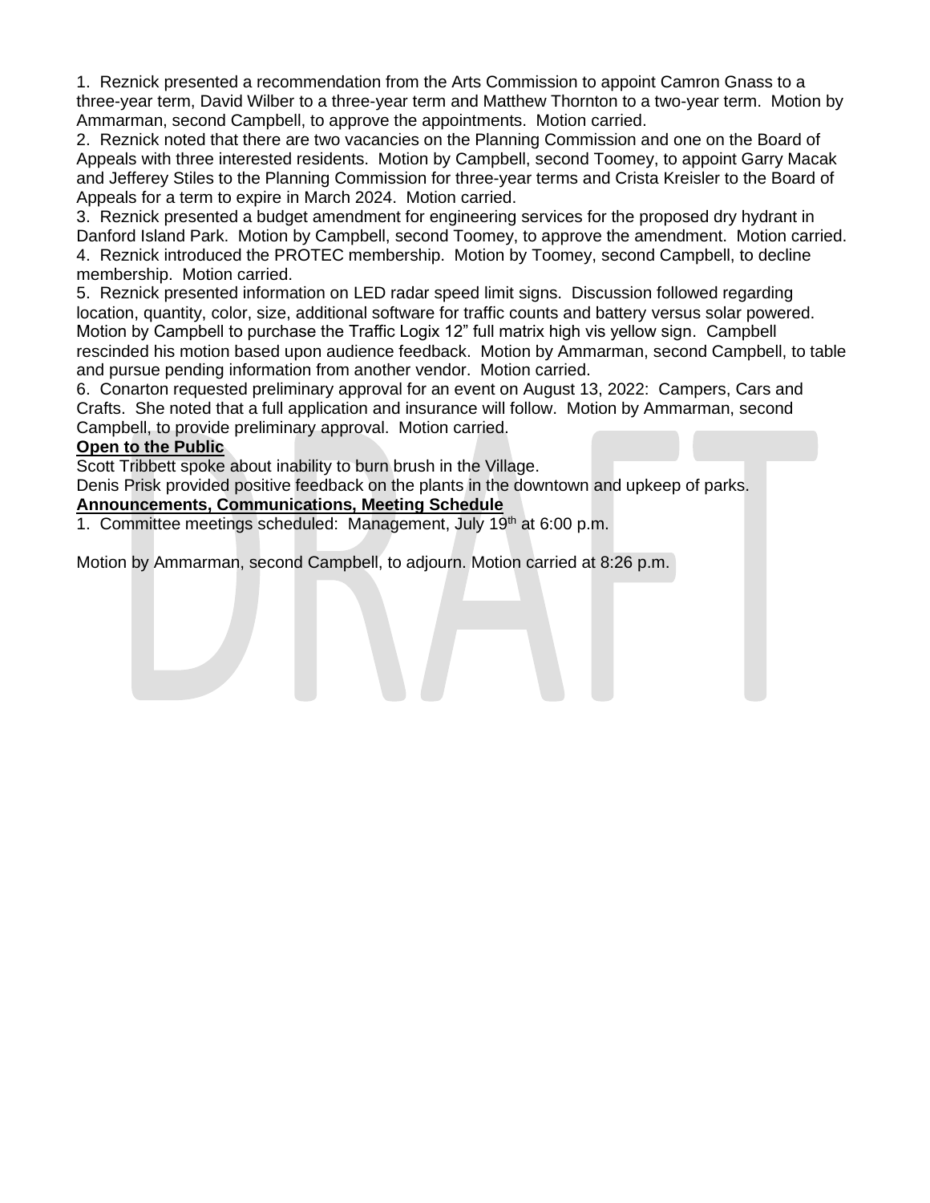1. Reznick presented a recommendation from the Arts Commission to appoint Camron Gnass to a three-year term, David Wilber to a three-year term and Matthew Thornton to a two-year term. Motion by Ammarman, second Campbell, to approve the appointments. Motion carried.

2. Reznick noted that there are two vacancies on the Planning Commission and one on the Board of Appeals with three interested residents. Motion by Campbell, second Toomey, to appoint Garry Macak and Jefferey Stiles to the Planning Commission for three-year terms and Crista Kreisler to the Board of Appeals for a term to expire in March 2024. Motion carried.

3. Reznick presented a budget amendment for engineering services for the proposed dry hydrant in Danford Island Park. Motion by Campbell, second Toomey, to approve the amendment. Motion carried.

4. Reznick introduced the PROTEC membership. Motion by Toomey, second Campbell, to decline membership. Motion carried.

5. Reznick presented information on LED radar speed limit signs. Discussion followed regarding location, quantity, color, size, additional software for traffic counts and battery versus solar powered. Motion by Campbell to purchase the Traffic Logix 12" full matrix high vis yellow sign. Campbell rescinded his motion based upon audience feedback. Motion by Ammarman, second Campbell, to table and pursue pending information from another vendor. Motion carried.

6. Conarton requested preliminary approval for an event on August 13, 2022: Campers, Cars and Crafts. She noted that a full application and insurance will follow. Motion by Ammarman, second Campbell, to provide preliminary approval. Motion carried.

**Open to the Public**

Scott Tribbett spoke about inability to burn brush in the Village.

Denis Prisk provided positive feedback on the plants in the downtown and upkeep of parks.

**Announcements, Communications, Meeting Schedule**

1. Committee meetings scheduled: Management, July 19th at 6:00 p.m.

Motion by Ammarman, second Campbell, to adjourn. Motion carried at 8:26 p.m.